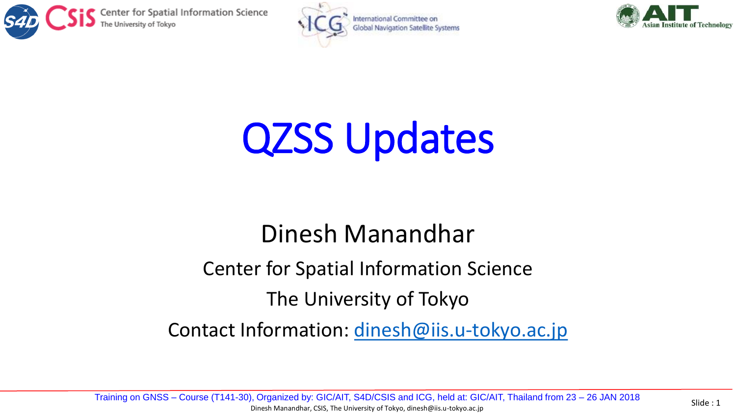# QZSS Updates

Dinesh Manandhar

Center for Spatial Information Science

The University of Tokyo

Contact Information: dinesh@iis.u-tokyo.ac.jp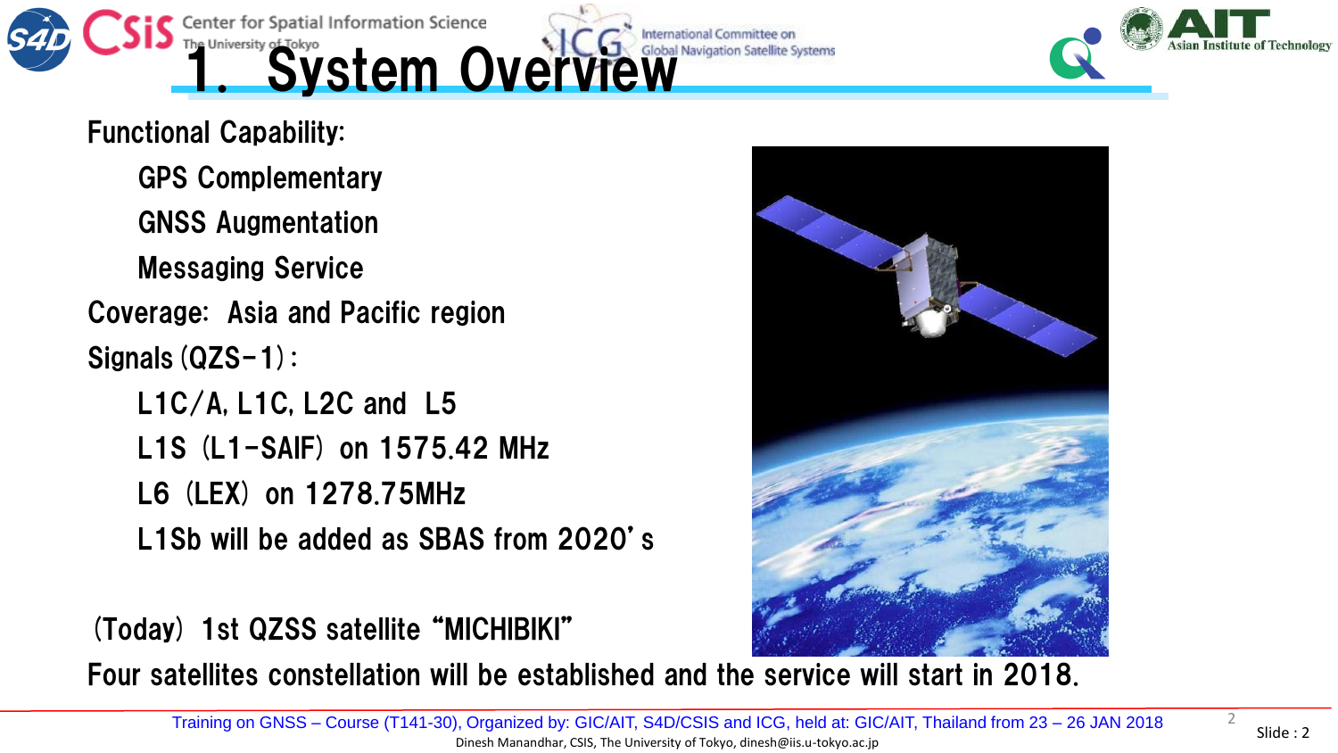# 1. System Overview

Functional Capability:

- GPS Complementary
- GNSS Augmentation
- Messaging Service

Coverage: Asia and Pacific region

Signals (QZS-1):

- L1C/A, L1C, L2C and L5
- L1S (L1-SAIF) on 1575.42 MHz
- L6 (LEX) on 1278.75MHz
- L1Sb will be added as SBAS from 2020's

(Today) 1st QZSS satellite "MICHIBIKI"

Four satellites constellation will be established and the service will start in 2018.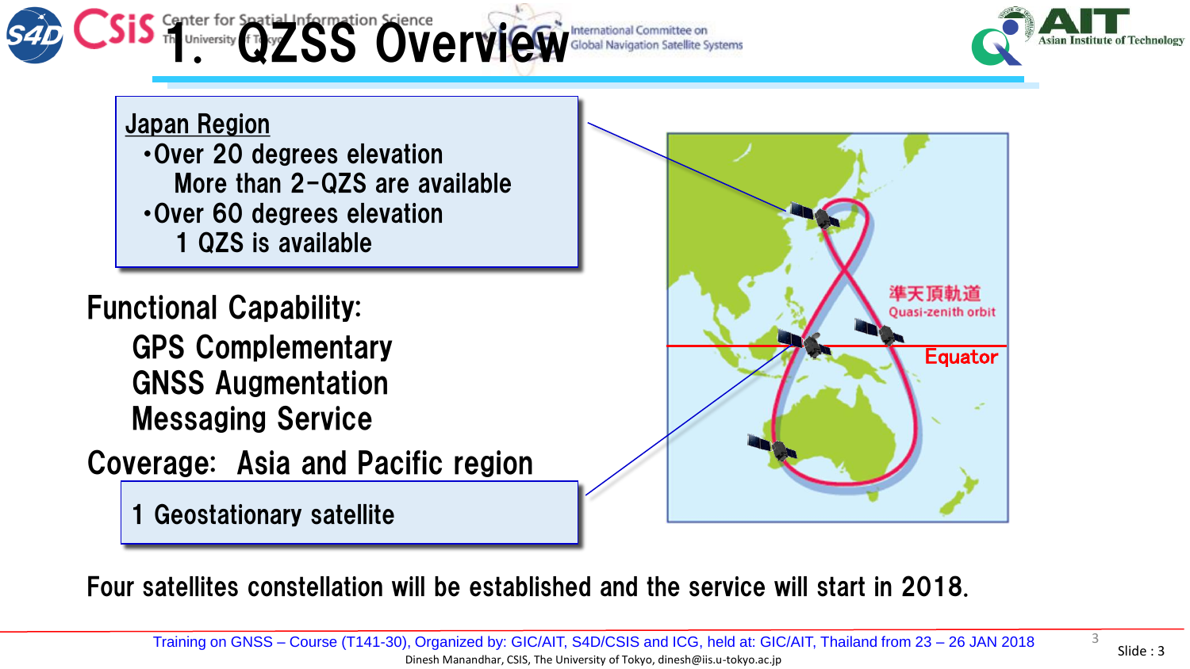# 1. QZSS Overview

**Japan Region**

- Over 20 degrees elevation
  More than 2-QZS are available
- Over 60 degrees elevation
  1 QZS is available

Functional Capability:

- GPS Complementary
- GNSS Augmentation
- Messaging Service

Coverage: Asia and Pacific region

1 Geostationary satellite

準天頂軌道
Quasi-zenith orbit

Equator

Four satellites constellation will be established and the service will start in 2018.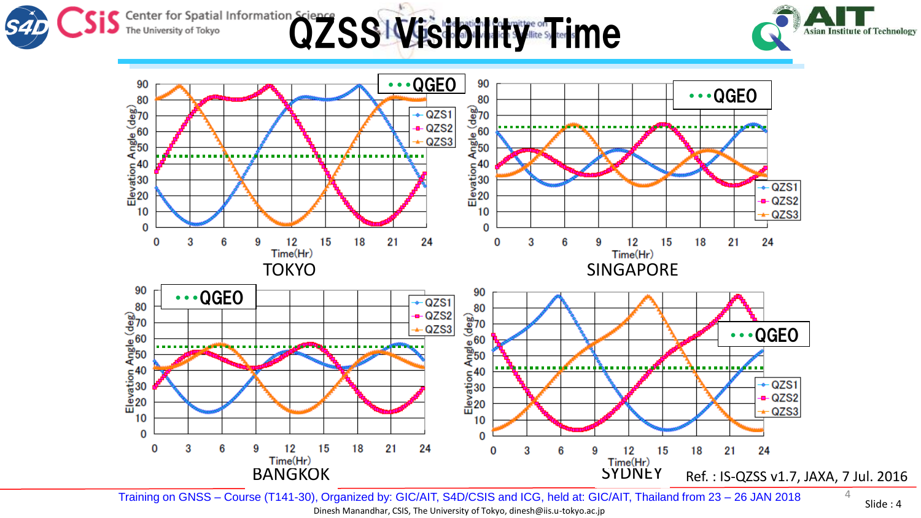# QZSS Visibility Time

TOKYO

SINGAPORE

BANGKOK

SYDNEY

Ref. : IS-QZSS v1.7, JAXA, 7 Jul. 2016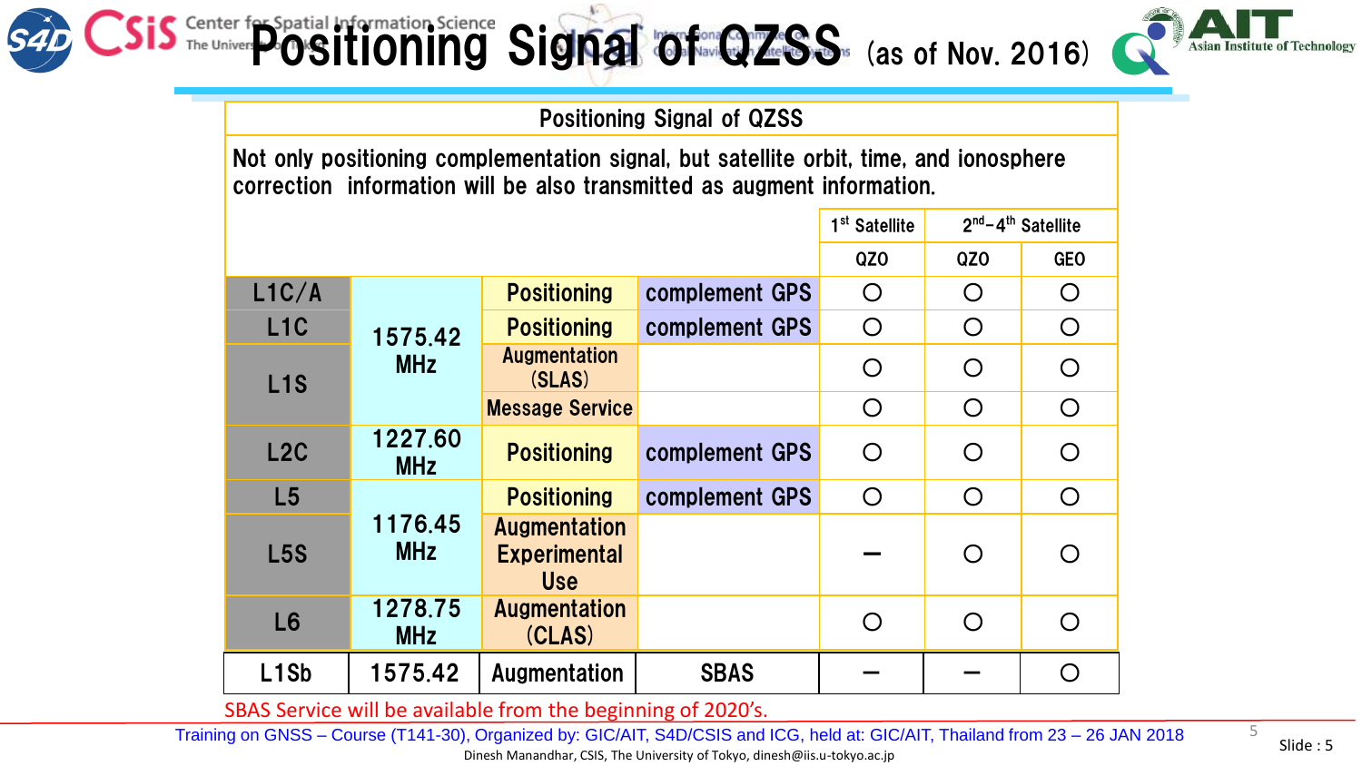# Positioning Signal of QZSS (as of Nov. 2016)

| Positioning Signal of QZSS | | | | | | |
|---|---|---|---|---|---|---|
| Not only positioning complementation signal, but satellite orbit, time, and ionosphere correction information will be also transmitted as augment information. | | | | | | |
| | | | | 1st Satellite | 2nd–4th Satellite | |
| | | | | QZO | QZO | GEO |
| L1C/A | 1575.42 MHz | Positioning | complement GPS | ○ | ○ | ○ |
| L1C | | Positioning | complement GPS | ○ | ○ | ○ |
| L1S | | Augmentation (SLAS) | | ○ | ○ | ○ |
| | | Message Service | | ○ | ○ | ○ |
| L2C | 1227.60 MHz | Positioning | complement GPS | ○ | ○ | ○ |
| L5 | 1176.45 MHz | Positioning | complement GPS | ○ | ○ | ○ |
| L5S | | Augmentation Experimental Use | | ― | ○ | ○ |
| L6 | 1278.75 MHz | Augmentation (CLAS) | | ○ | ○ | ○ |
| L1Sb | 1575.42 | Augmentation | SBAS | ― | ― | ○ |

SBAS Service will be available from the beginning of 2020's.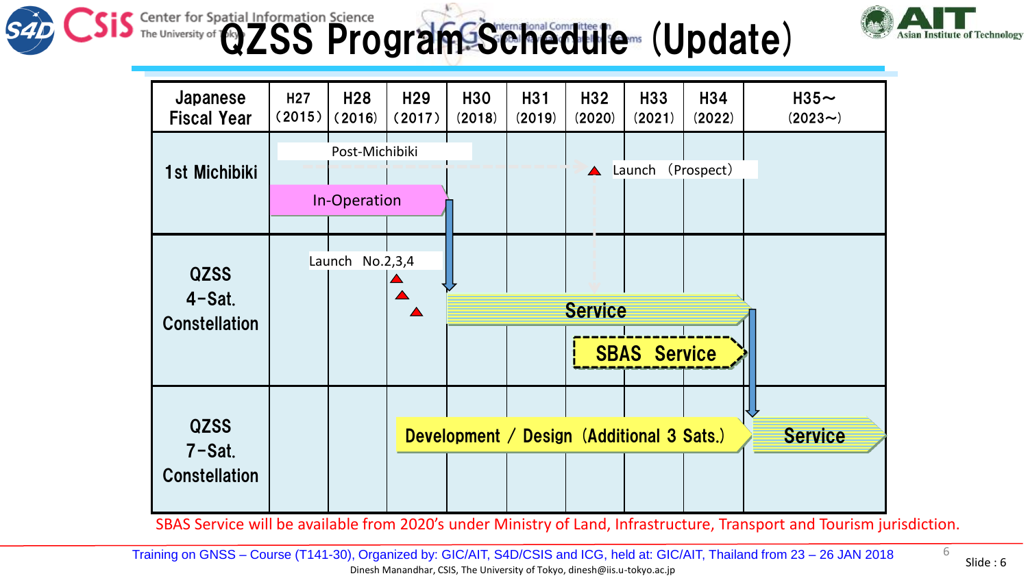# QZSS Program Schedule (Update)

Japanese Fiscal Year

H27 (2015) H28 (2016) H29 (2017) H30 (2018) H31 (2019) H32 (2020) H33 (2021) H34 (2022) H35〜 (2023〜)

1st Michibiki

Post-Michibiki

Launch （Prospect）

In-Operation

QZSS 4-Sat. Constellation

Launch No.2,3,4

Service

SBAS Service

QZSS 7-Sat. Constellation

Development / Design (Additional 3 Sats.)

Service

SBAS Service will be available from 2020's under Ministry of Land, Infrastructure, Transport and Tourism jurisdiction.

Training on GNSS – Course (T141-30), Organized by: GIC/AIT, S4D/CSIS and ICG, held at: GIC/AIT, Thailand from 23 – 26 JAN 2018

Dinesh Manandhar, CSIS, The University of Tokyo, dinesh@iis.u-tokyo.ac.jp